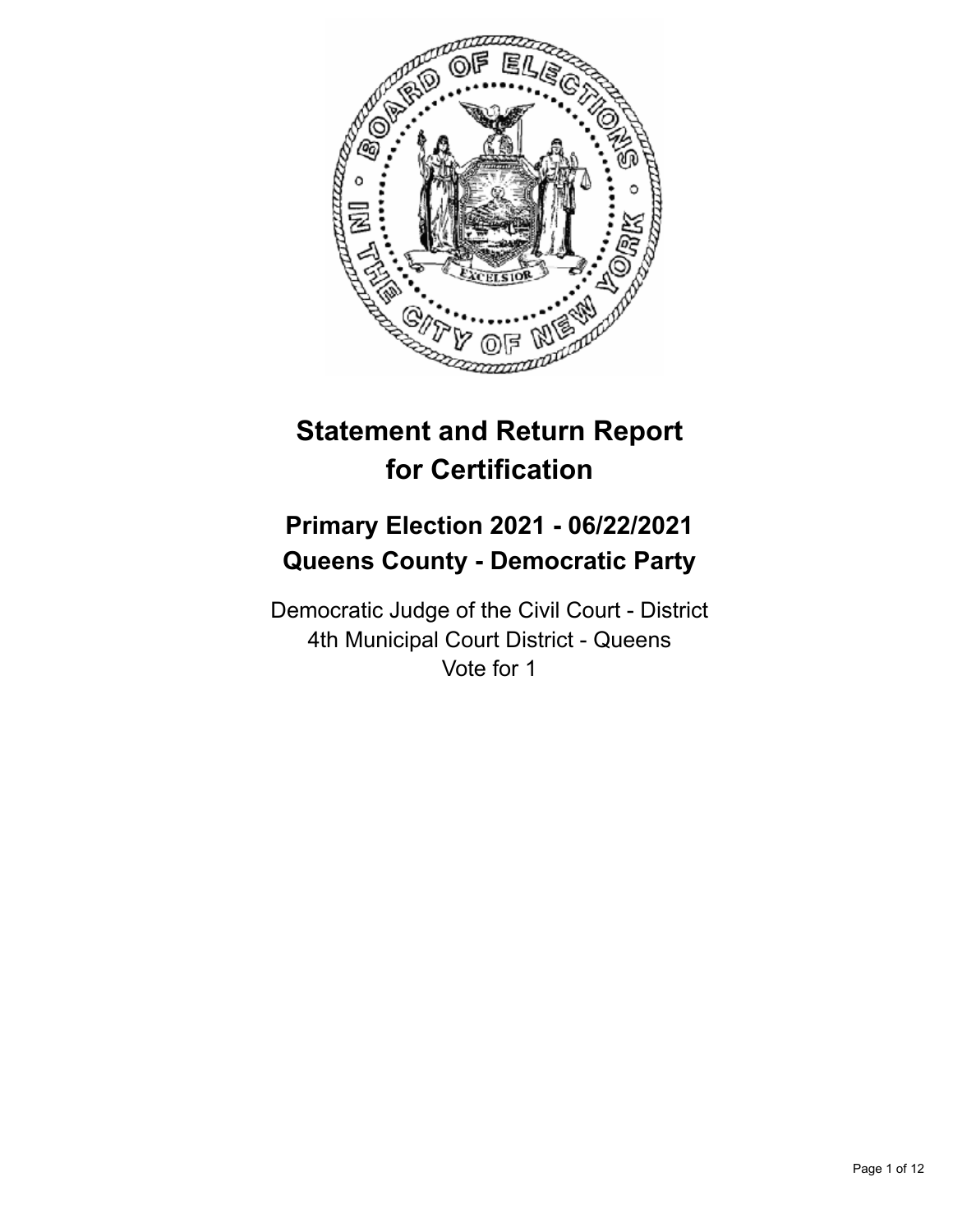# Statement and Return Report for Certification

## Primary Election 2021 - 06/22/2021
## Queens County - Democratic Party

Democratic Judge of the Civil Court - District
4th Municipal Court District - Queens
Vote for 1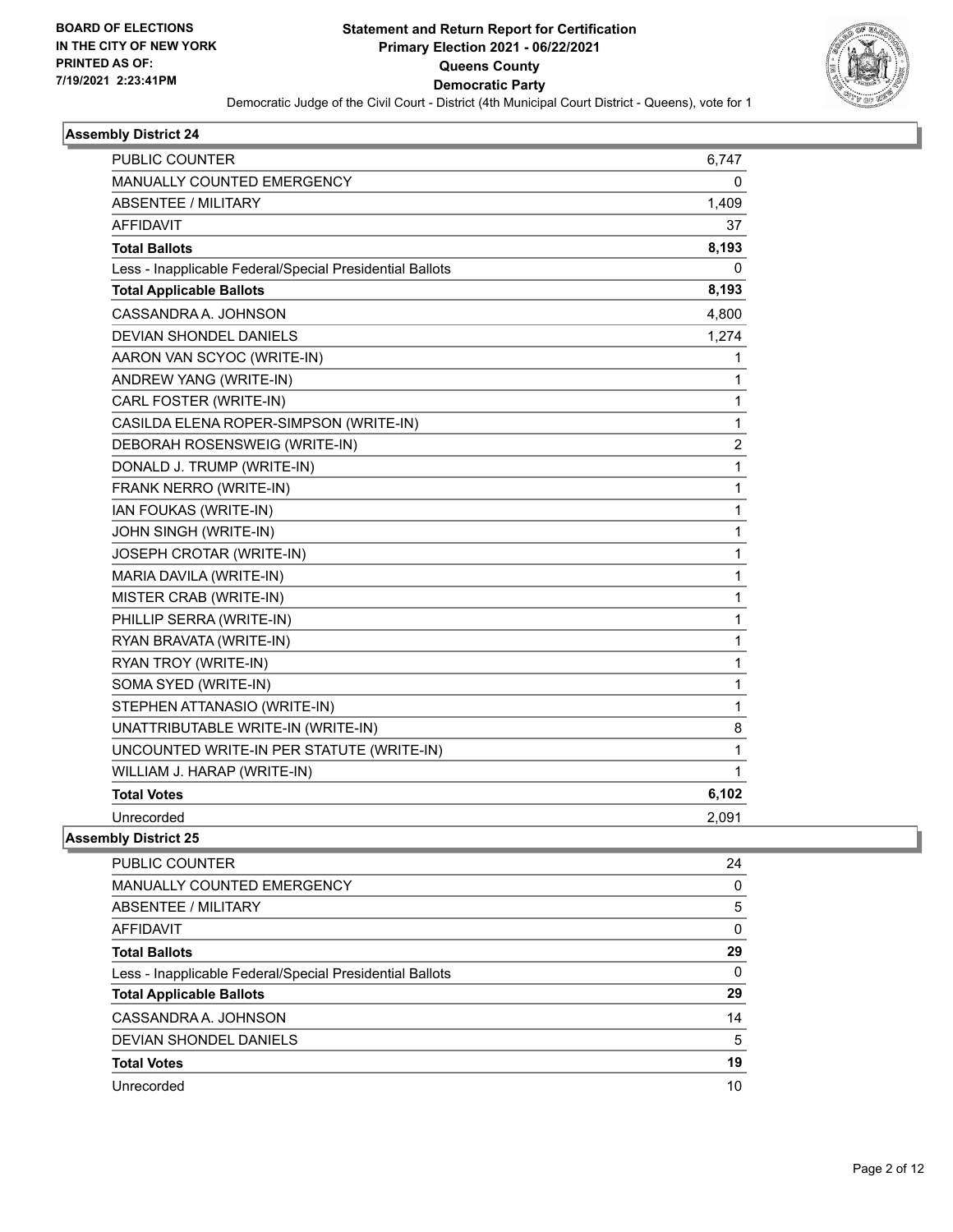BOARD OF ELECTIONS
IN THE CITY OF NEW YORK
PRINTED AS OF:
7/19/2021 2:23:41PM

# Statement and Return Report for Certification
## Primary Election 2021 - 06/22/2021
## Queens County
## Democratic Party

Democratic Judge of the Civil Court - District (4th Municipal Court District - Queens), vote for 1

### Assembly District 24

| | |
|---|---|
| PUBLIC COUNTER | 6,747 |
| MANUALLY COUNTED EMERGENCY | 0 |
| ABSENTEE / MILITARY | 1,409 |
| AFFIDAVIT | 37 |
| **Total Ballots** | **8,193** |
| Less - Inapplicable Federal/Special Presidential Ballots | 0 |
| **Total Applicable Ballots** | **8,193** |
| CASSANDRA A. JOHNSON | 4,800 |
| DEVIAN SHONDEL DANIELS | 1,274 |
| AARON VAN SCYOC (WRITE-IN) | 1 |
| ANDREW YANG (WRITE-IN) | 1 |
| CARL FOSTER (WRITE-IN) | 1 |
| CASILDA ELENA ROPER-SIMPSON (WRITE-IN) | 1 |
| DEBORAH ROSENSWEIG (WRITE-IN) | 2 |
| DONALD J. TRUMP (WRITE-IN) | 1 |
| FRANK NERRO (WRITE-IN) | 1 |
| IAN FOUKAS (WRITE-IN) | 1 |
| JOHN SINGH (WRITE-IN) | 1 |
| JOSEPH CROTAR (WRITE-IN) | 1 |
| MARIA DAVILA (WRITE-IN) | 1 |
| MISTER CRAB (WRITE-IN) | 1 |
| PHILLIP SERRA (WRITE-IN) | 1 |
| RYAN BRAVATA (WRITE-IN) | 1 |
| RYAN TROY (WRITE-IN) | 1 |
| SOMA SYED (WRITE-IN) | 1 |
| STEPHEN ATTANASIO (WRITE-IN) | 1 |
| UNATTRIBUTABLE WRITE-IN (WRITE-IN) | 8 |
| UNCOUNTED WRITE-IN PER STATUTE (WRITE-IN) | 1 |
| WILLIAM J. HARAP (WRITE-IN) | 1 |
| **Total Votes** | **6,102** |
| Unrecorded | 2,091 |

### Assembly District 25

| | |
|---|---|
| PUBLIC COUNTER | 24 |
| MANUALLY COUNTED EMERGENCY | 0 |
| ABSENTEE / MILITARY | 5 |
| AFFIDAVIT | 0 |
| **Total Ballots** | **29** |
| Less - Inapplicable Federal/Special Presidential Ballots | 0 |
| **Total Applicable Ballots** | **29** |
| CASSANDRA A. JOHNSON | 14 |
| DEVIAN SHONDEL DANIELS | 5 |
| **Total Votes** | **19** |
| Unrecorded | 10 |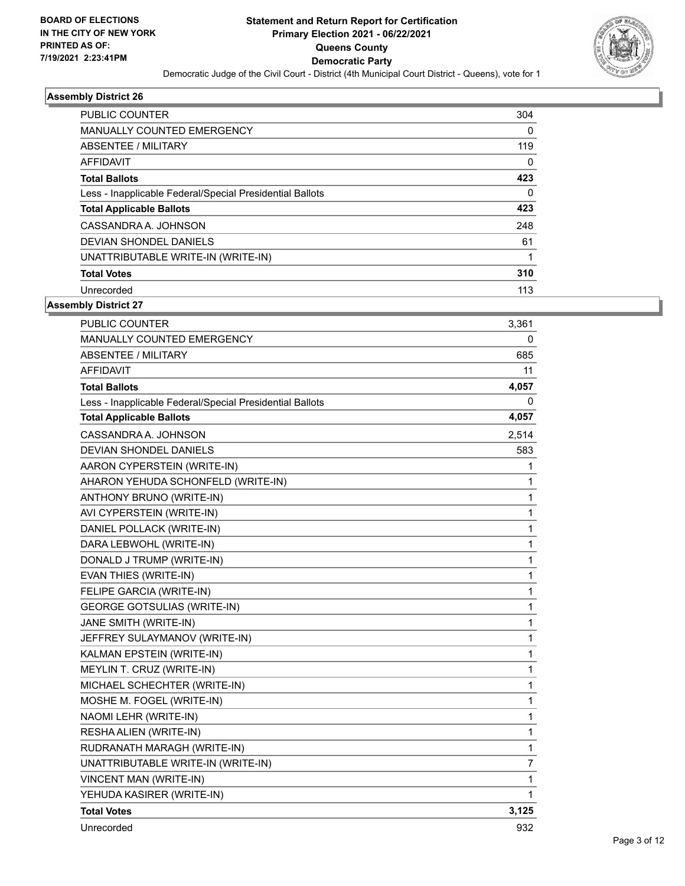**BOARD OF ELECTIONS IN THE CITY OF NEW YORK PRINTED AS OF: 7/19/2021 2:23:41PM**

# Statement and Return Report for Certification
## Primary Election 2021 - 06/22/2021
## Queens County
## Democratic Party

Democratic Judge of the Civil Court - District (4th Municipal Court District - Queens), vote for 1

### Assembly District 26

| | |
|---|---|
| PUBLIC COUNTER | 304 |
| MANUALLY COUNTED EMERGENCY | 0 |
| ABSENTEE / MILITARY | 119 |
| AFFIDAVIT | 0 |
| **Total Ballots** | **423** |
| Less - Inapplicable Federal/Special Presidential Ballots | 0 |
| **Total Applicable Ballots** | **423** |
| CASSANDRA A. JOHNSON | 248 |
| DEVIAN SHONDEL DANIELS | 61 |
| UNATTRIBUTABLE WRITE-IN (WRITE-IN) | 1 |
| **Total Votes** | **310** |
| Unrecorded | 113 |

### Assembly District 27

| | |
|---|---|
| PUBLIC COUNTER | 3,361 |
| MANUALLY COUNTED EMERGENCY | 0 |
| ABSENTEE / MILITARY | 685 |
| AFFIDAVIT | 11 |
| **Total Ballots** | **4,057** |
| Less - Inapplicable Federal/Special Presidential Ballots | 0 |
| **Total Applicable Ballots** | **4,057** |
| CASSANDRA A. JOHNSON | 2,514 |
| DEVIAN SHONDEL DANIELS | 583 |
| AARON CYPERSTEIN (WRITE-IN) | 1 |
| AHARON YEHUDA SCHONFELD (WRITE-IN) | 1 |
| ANTHONY BRUNO (WRITE-IN) | 1 |
| AVI CYPERSTEIN (WRITE-IN) | 1 |
| DANIEL POLLACK (WRITE-IN) | 1 |
| DARA LEBWOHL (WRITE-IN) | 1 |
| DONALD J TRUMP (WRITE-IN) | 1 |
| EVAN THIES (WRITE-IN) | 1 |
| FELIPE GARCIA (WRITE-IN) | 1 |
| GEORGE GOTSULIAS (WRITE-IN) | 1 |
| JANE SMITH (WRITE-IN) | 1 |
| JEFFREY SULAYMANOV (WRITE-IN) | 1 |
| KALMAN EPSTEIN (WRITE-IN) | 1 |
| MEYLIN T. CRUZ (WRITE-IN) | 1 |
| MICHAEL SCHECHTER (WRITE-IN) | 1 |
| MOSHE M. FOGEL (WRITE-IN) | 1 |
| NAOMI LEHR (WRITE-IN) | 1 |
| RESHA ALIEN (WRITE-IN) | 1 |
| RUDRANATH MARAGH (WRITE-IN) | 1 |
| UNATTRIBUTABLE WRITE-IN (WRITE-IN) | 7 |
| VINCENT MAN (WRITE-IN) | 1 |
| YEHUDA KASIRER (WRITE-IN) | 1 |
| **Total Votes** | **3,125** |
| Unrecorded | 932 |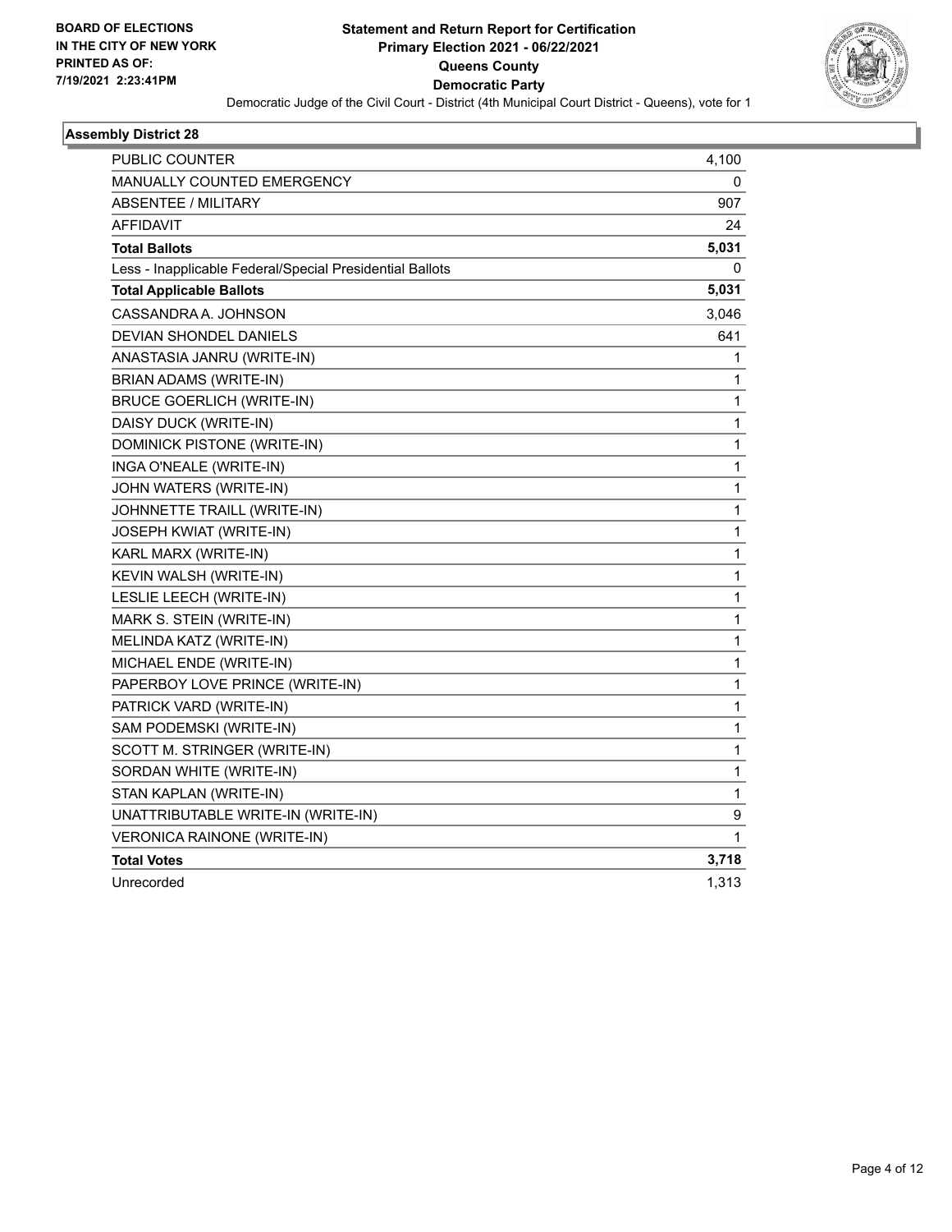**BOARD OF ELECTIONS IN THE CITY OF NEW YORK PRINTED AS OF: 7/19/2021 2:23:41PM**

# Statement and Return Report for Certification
## Primary Election 2021 - 06/22/2021
## Queens County
## Democratic Party

Democratic Judge of the Civil Court - District (4th Municipal Court District - Queens), vote for 1

### Assembly District 28

| | |
|---|---|
| PUBLIC COUNTER | 4,100 |
| MANUALLY COUNTED EMERGENCY | 0 |
| ABSENTEE / MILITARY | 907 |
| AFFIDAVIT | 24 |
| **Total Ballots** | **5,031** |
| Less - Inapplicable Federal/Special Presidential Ballots | 0 |
| **Total Applicable Ballots** | **5,031** |
| CASSANDRA A. JOHNSON | 3,046 |
| DEVIAN SHONDEL DANIELS | 641 |
| ANASTASIA JANRU (WRITE-IN) | 1 |
| BRIAN ADAMS (WRITE-IN) | 1 |
| BRUCE GOERLICH (WRITE-IN) | 1 |
| DAISY DUCK (WRITE-IN) | 1 |
| DOMINICK PISTONE (WRITE-IN) | 1 |
| INGA O'NEALE (WRITE-IN) | 1 |
| JOHN WATERS (WRITE-IN) | 1 |
| JOHNNETTE TRAILL (WRITE-IN) | 1 |
| JOSEPH KWIAT (WRITE-IN) | 1 |
| KARL MARX (WRITE-IN) | 1 |
| KEVIN WALSH (WRITE-IN) | 1 |
| LESLIE LEECH (WRITE-IN) | 1 |
| MARK S. STEIN (WRITE-IN) | 1 |
| MELINDA KATZ (WRITE-IN) | 1 |
| MICHAEL ENDE (WRITE-IN) | 1 |
| PAPERBOY LOVE PRINCE (WRITE-IN) | 1 |
| PATRICK VARD (WRITE-IN) | 1 |
| SAM PODEMSKI (WRITE-IN) | 1 |
| SCOTT M. STRINGER (WRITE-IN) | 1 |
| SORDAN WHITE (WRITE-IN) | 1 |
| STAN KAPLAN (WRITE-IN) | 1 |
| UNATTRIBUTABLE WRITE-IN (WRITE-IN) | 9 |
| VERONICA RAINONE (WRITE-IN) | 1 |
| **Total Votes** | **3,718** |
| Unrecorded | 1,313 |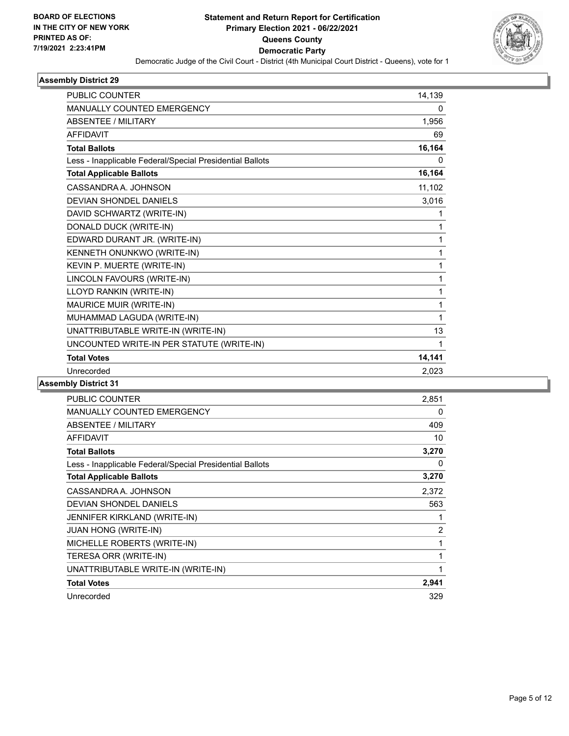**BOARD OF ELECTIONS IN THE CITY OF NEW YORK PRINTED AS OF: 7/19/2021 2:23:41PM**

# Statement and Return Report for Certification
## Primary Election 2021 - 06/22/2021
## Queens County
## Democratic Party

Democratic Judge of the Civil Court - District (4th Municipal Court District - Queens), vote for 1

### Assembly District 29

| | |
|---|---|
| PUBLIC COUNTER | 14,139 |
| MANUALLY COUNTED EMERGENCY | 0 |
| ABSENTEE / MILITARY | 1,956 |
| AFFIDAVIT | 69 |
| **Total Ballots** | **16,164** |
| Less - Inapplicable Federal/Special Presidential Ballots | 0 |
| **Total Applicable Ballots** | **16,164** |
| CASSANDRA A. JOHNSON | 11,102 |
| DEVIAN SHONDEL DANIELS | 3,016 |
| DAVID SCHWARTZ (WRITE-IN) | 1 |
| DONALD DUCK (WRITE-IN) | 1 |
| EDWARD DURANT JR. (WRITE-IN) | 1 |
| KENNETH ONUNKWO (WRITE-IN) | 1 |
| KEVIN P. MUERTE (WRITE-IN) | 1 |
| LINCOLN FAVOURS (WRITE-IN) | 1 |
| LLOYD RANKIN (WRITE-IN) | 1 |
| MAURICE MUIR (WRITE-IN) | 1 |
| MUHAMMAD LAGUDA (WRITE-IN) | 1 |
| UNATTRIBUTABLE WRITE-IN (WRITE-IN) | 13 |
| UNCOUNTED WRITE-IN PER STATUTE (WRITE-IN) | 1 |
| **Total Votes** | **14,141** |
| Unrecorded | 2,023 |

### Assembly District 31

| | |
|---|---|
| PUBLIC COUNTER | 2,851 |
| MANUALLY COUNTED EMERGENCY | 0 |
| ABSENTEE / MILITARY | 409 |
| AFFIDAVIT | 10 |
| **Total Ballots** | **3,270** |
| Less - Inapplicable Federal/Special Presidential Ballots | 0 |
| **Total Applicable Ballots** | **3,270** |
| CASSANDRA A. JOHNSON | 2,372 |
| DEVIAN SHONDEL DANIELS | 563 |
| JENNIFER KIRKLAND (WRITE-IN) | 1 |
| JUAN HONG (WRITE-IN) | 2 |
| MICHELLE ROBERTS (WRITE-IN) | 1 |
| TERESA ORR (WRITE-IN) | 1 |
| UNATTRIBUTABLE WRITE-IN (WRITE-IN) | 1 |
| **Total Votes** | **2,941** |
| Unrecorded | 329 |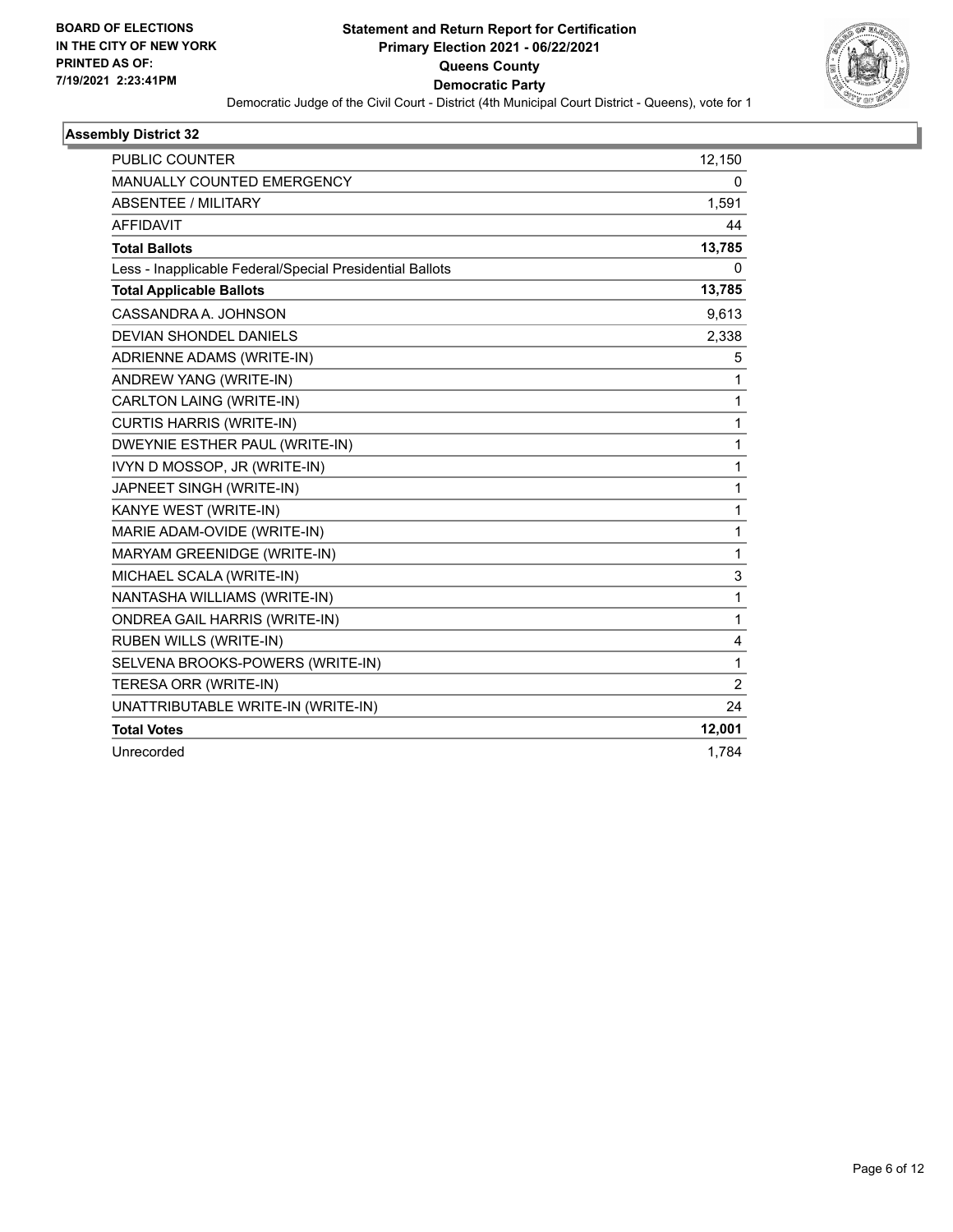**BOARD OF ELECTIONS IN THE CITY OF NEW YORK PRINTED AS OF: 7/19/2021 2:23:41PM**

# Statement and Return Report for Certification
## Primary Election 2021 - 06/22/2021
## Queens County
## Democratic Party

Democratic Judge of the Civil Court - District (4th Municipal Court District - Queens), vote for 1

### Assembly District 32

| | |
|---|---|
| PUBLIC COUNTER | 12,150 |
| MANUALLY COUNTED EMERGENCY | 0 |
| ABSENTEE / MILITARY | 1,591 |
| AFFIDAVIT | 44 |
| **Total Ballots** | **13,785** |
| Less - Inapplicable Federal/Special Presidential Ballots | 0 |
| **Total Applicable Ballots** | **13,785** |
| CASSANDRA A. JOHNSON | 9,613 |
| DEVIAN SHONDEL DANIELS | 2,338 |
| ADRIENNE ADAMS (WRITE-IN) | 5 |
| ANDREW YANG (WRITE-IN) | 1 |
| CARLTON LAING (WRITE-IN) | 1 |
| CURTIS HARRIS (WRITE-IN) | 1 |
| DWEYNIE ESTHER PAUL (WRITE-IN) | 1 |
| IVYN D MOSSOP, JR (WRITE-IN) | 1 |
| JAPNEET SINGH (WRITE-IN) | 1 |
| KANYE WEST (WRITE-IN) | 1 |
| MARIE ADAM-OVIDE (WRITE-IN) | 1 |
| MARYAM GREENIDGE (WRITE-IN) | 1 |
| MICHAEL SCALA (WRITE-IN) | 3 |
| NANTASHA WILLIAMS (WRITE-IN) | 1 |
| ONDREA GAIL HARRIS (WRITE-IN) | 1 |
| RUBEN WILLS (WRITE-IN) | 4 |
| SELVENA BROOKS-POWERS (WRITE-IN) | 1 |
| TERESA ORR (WRITE-IN) | 2 |
| UNATTRIBUTABLE WRITE-IN (WRITE-IN) | 24 |
| **Total Votes** | **12,001** |
| Unrecorded | 1,784 |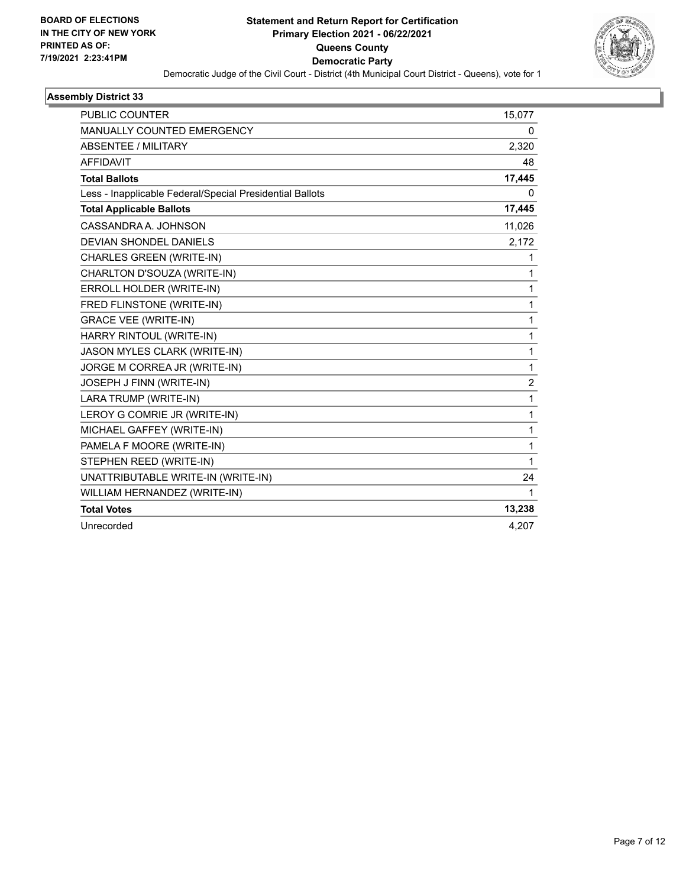**BOARD OF ELECTIONS IN THE CITY OF NEW YORK PRINTED AS OF: 7/19/2021 2:23:41PM**

# Statement and Return Report for Certification
## Primary Election 2021 - 06/22/2021
## Queens County
## Democratic Party

Democratic Judge of the Civil Court - District (4th Municipal Court District - Queens), vote for 1

### Assembly District 33

| | |
|---|---|
| PUBLIC COUNTER | 15,077 |
| MANUALLY COUNTED EMERGENCY | 0 |
| ABSENTEE / MILITARY | 2,320 |
| AFFIDAVIT | 48 |
| **Total Ballots** | **17,445** |
| Less - Inapplicable Federal/Special Presidential Ballots | 0 |
| **Total Applicable Ballots** | **17,445** |
| CASSANDRA A. JOHNSON | 11,026 |
| DEVIAN SHONDEL DANIELS | 2,172 |
| CHARLES GREEN (WRITE-IN) | 1 |
| CHARLTON D'SOUZA (WRITE-IN) | 1 |
| ERROLL HOLDER (WRITE-IN) | 1 |
| FRED FLINSTONE (WRITE-IN) | 1 |
| GRACE VEE (WRITE-IN) | 1 |
| HARRY RINTOUL (WRITE-IN) | 1 |
| JASON MYLES CLARK (WRITE-IN) | 1 |
| JORGE M CORREA JR (WRITE-IN) | 1 |
| JOSEPH J FINN (WRITE-IN) | 2 |
| LARA TRUMP (WRITE-IN) | 1 |
| LEROY G COMRIE JR (WRITE-IN) | 1 |
| MICHAEL GAFFEY (WRITE-IN) | 1 |
| PAMELA F MOORE (WRITE-IN) | 1 |
| STEPHEN REED (WRITE-IN) | 1 |
| UNATTRIBUTABLE WRITE-IN (WRITE-IN) | 24 |
| WILLIAM HERNANDEZ (WRITE-IN) | 1 |
| **Total Votes** | **13,238** |
| Unrecorded | 4,207 |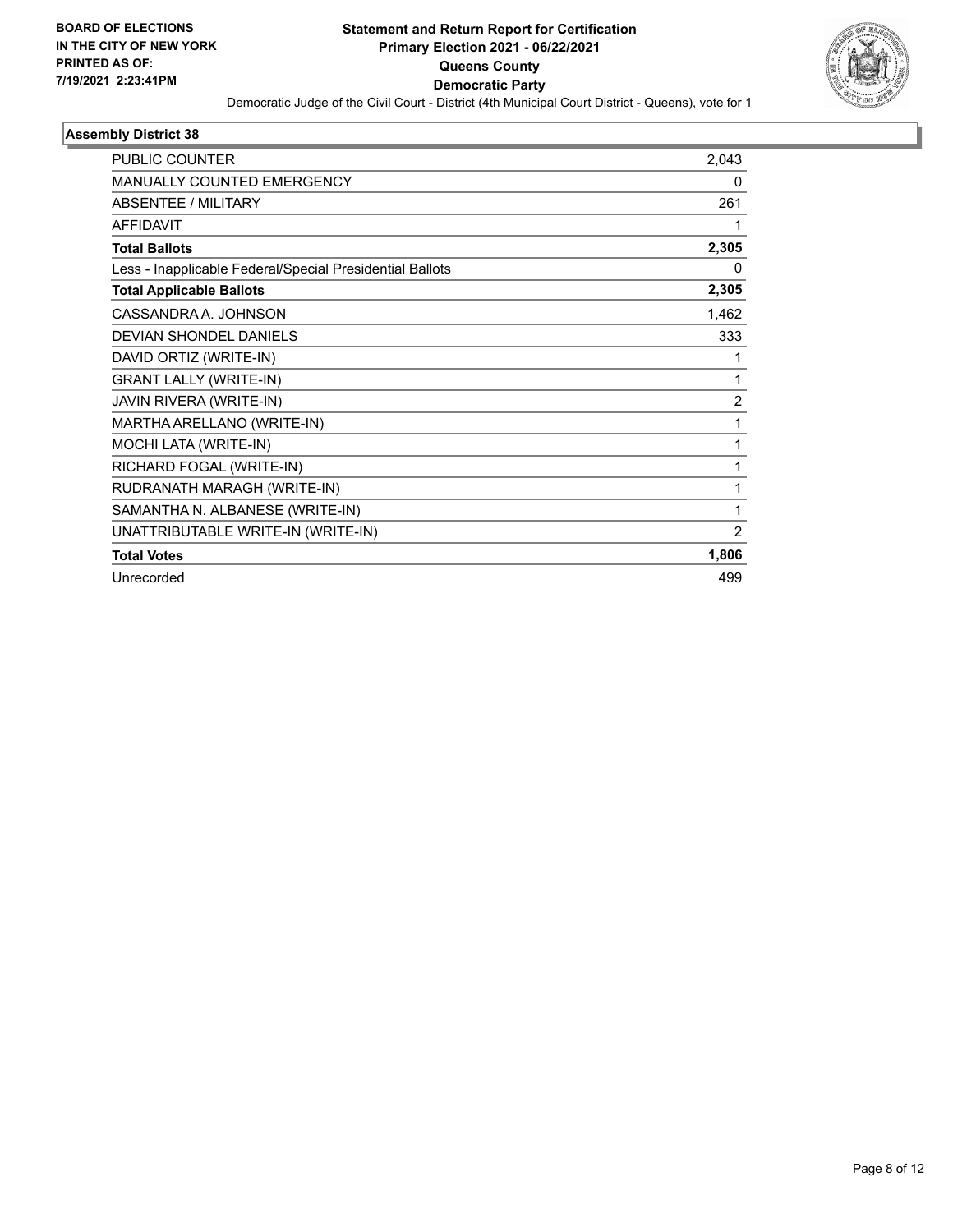**BOARD OF ELECTIONS IN THE CITY OF NEW YORK PRINTED AS OF: 7/19/2021 2:23:41PM**

**Statement and Return Report for Certification**
**Primary Election 2021 - 06/22/2021**
**Queens County**
**Democratic Party**
Democratic Judge of the Civil Court - District (4th Municipal Court District - Queens), vote for 1

## Assembly District 38

| | |
|---|---|
| PUBLIC COUNTER | 2,043 |
| MANUALLY COUNTED EMERGENCY | 0 |
| ABSENTEE / MILITARY | 261 |
| AFFIDAVIT | 1 |
| **Total Ballots** | **2,305** |
| Less - Inapplicable Federal/Special Presidential Ballots | 0 |
| **Total Applicable Ballots** | **2,305** |
| CASSANDRA A. JOHNSON | 1,462 |
| DEVIAN SHONDEL DANIELS | 333 |
| DAVID ORTIZ (WRITE-IN) | 1 |
| GRANT LALLY (WRITE-IN) | 1 |
| JAVIN RIVERA (WRITE-IN) | 2 |
| MARTHA ARELLANO (WRITE-IN) | 1 |
| MOCHI LATA (WRITE-IN) | 1 |
| RICHARD FOGAL (WRITE-IN) | 1 |
| RUDRANATH MARAGH (WRITE-IN) | 1 |
| SAMANTHA N. ALBANESE (WRITE-IN) | 1 |
| UNATTRIBUTABLE WRITE-IN (WRITE-IN) | 2 |
| **Total Votes** | **1,806** |
| Unrecorded | 499 |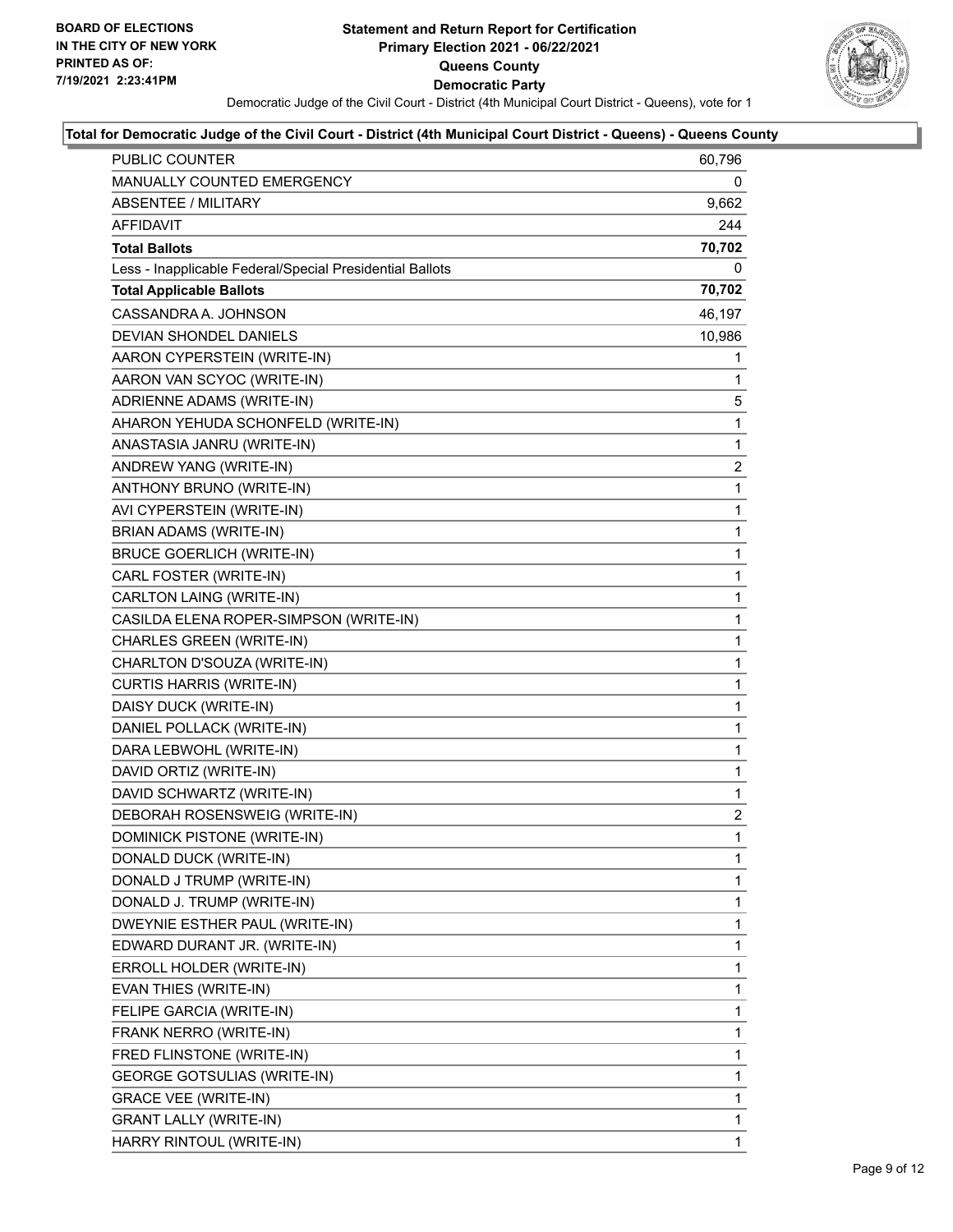BOARD OF ELECTIONS
IN THE CITY OF NEW YORK
PRINTED AS OF:
7/19/2021 2:23:41PM

**Statement and Return Report for Certification**
**Primary Election 2021 - 06/22/2021**
**Queens County**
**Democratic Party**

Democratic Judge of the Civil Court - District (4th Municipal Court District - Queens), vote for 1

**Total for Democratic Judge of the Civil Court - District (4th Municipal Court District - Queens) - Queens County**

| | |
|---|---|
| PUBLIC COUNTER | 60,796 |
| MANUALLY COUNTED EMERGENCY | 0 |
| ABSENTEE / MILITARY | 9,662 |
| AFFIDAVIT | 244 |
| **Total Ballots** | **70,702** |
| Less - Inapplicable Federal/Special Presidential Ballots | 0 |
| **Total Applicable Ballots** | **70,702** |
| CASSANDRA A. JOHNSON | 46,197 |
| DEVIAN SHONDEL DANIELS | 10,986 |
| AARON CYPERSTEIN (WRITE-IN) | 1 |
| AARON VAN SCYOC (WRITE-IN) | 1 |
| ADRIENNE ADAMS (WRITE-IN) | 5 |
| AHARON YEHUDA SCHONFELD (WRITE-IN) | 1 |
| ANASTASIA JANRU (WRITE-IN) | 1 |
| ANDREW YANG (WRITE-IN) | 2 |
| ANTHONY BRUNO (WRITE-IN) | 1 |
| AVI CYPERSTEIN (WRITE-IN) | 1 |
| BRIAN ADAMS (WRITE-IN) | 1 |
| BRUCE GOERLICH (WRITE-IN) | 1 |
| CARL FOSTER (WRITE-IN) | 1 |
| CARLTON LAING (WRITE-IN) | 1 |
| CASILDA ELENA ROPER-SIMPSON (WRITE-IN) | 1 |
| CHARLES GREEN (WRITE-IN) | 1 |
| CHARLTON D'SOUZA (WRITE-IN) | 1 |
| CURTIS HARRIS (WRITE-IN) | 1 |
| DAISY DUCK (WRITE-IN) | 1 |
| DANIEL POLLACK (WRITE-IN) | 1 |
| DARA LEBWOHL (WRITE-IN) | 1 |
| DAVID ORTIZ (WRITE-IN) | 1 |
| DAVID SCHWARTZ (WRITE-IN) | 1 |
| DEBORAH ROSENSWEIG (WRITE-IN) | 2 |
| DOMINICK PISTONE (WRITE-IN) | 1 |
| DONALD DUCK (WRITE-IN) | 1 |
| DONALD J TRUMP (WRITE-IN) | 1 |
| DONALD J. TRUMP (WRITE-IN) | 1 |
| DWEYNIE ESTHER PAUL (WRITE-IN) | 1 |
| EDWARD DURANT JR. (WRITE-IN) | 1 |
| ERROLL HOLDER (WRITE-IN) | 1 |
| EVAN THIES (WRITE-IN) | 1 |
| FELIPE GARCIA (WRITE-IN) | 1 |
| FRANK NERRO (WRITE-IN) | 1 |
| FRED FLINSTONE (WRITE-IN) | 1 |
| GEORGE GOTSULIAS (WRITE-IN) | 1 |
| GRACE VEE (WRITE-IN) | 1 |
| GRANT LALLY (WRITE-IN) | 1 |
| HARRY RINTOUL (WRITE-IN) | 1 |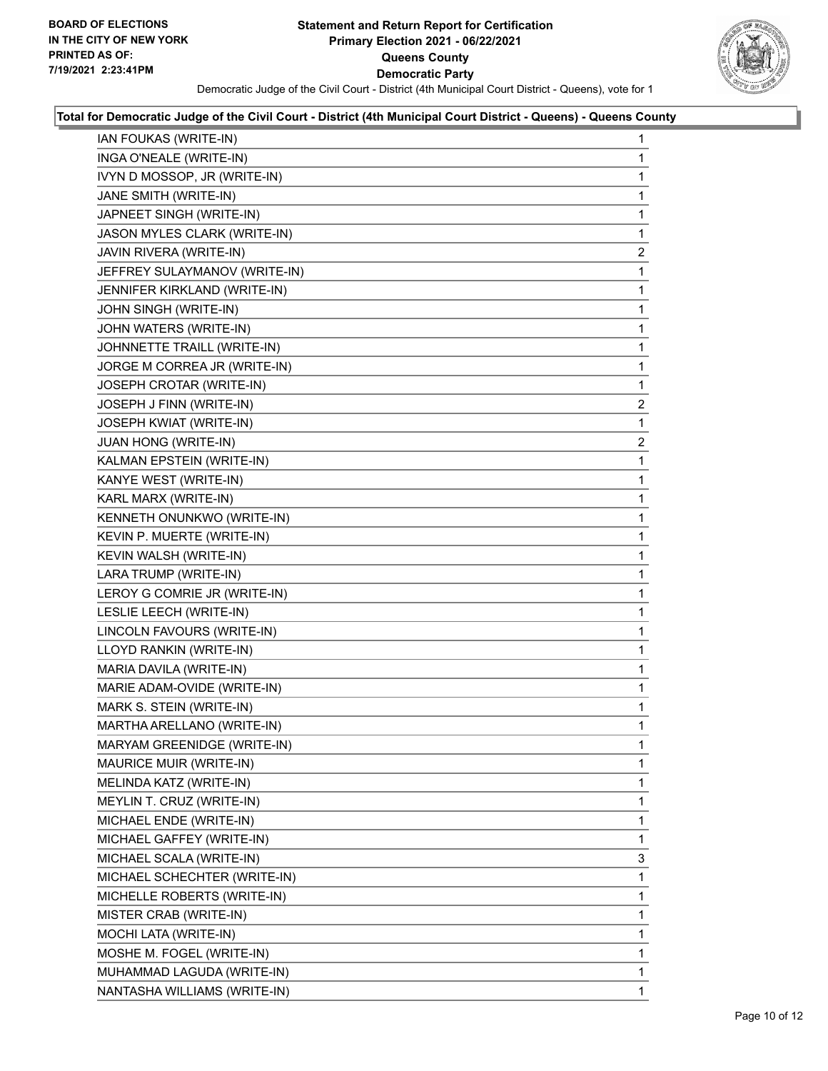**BOARD OF ELECTIONS IN THE CITY OF NEW YORK PRINTED AS OF: 7/19/2021 2:23:41PM**

# Statement and Return Report for Certification Primary Election 2021 - 06/22/2021 Queens County Democratic Party

Democratic Judge of the Civil Court - District (4th Municipal Court District - Queens), vote for 1

## Total for Democratic Judge of the Civil Court - District (4th Municipal Court District - Queens) - Queens County

| Candidate | Votes |
|---|---|
| IAN FOUKAS (WRITE-IN) | 1 |
| INGA O'NEALE (WRITE-IN) | 1 |
| IVYN D MOSSOP, JR (WRITE-IN) | 1 |
| JANE SMITH (WRITE-IN) | 1 |
| JAPNEET SINGH (WRITE-IN) | 1 |
| JASON MYLES CLARK (WRITE-IN) | 1 |
| JAVIN RIVERA (WRITE-IN) | 2 |
| JEFFREY SULAYMANOV (WRITE-IN) | 1 |
| JENNIFER KIRKLAND (WRITE-IN) | 1 |
| JOHN SINGH (WRITE-IN) | 1 |
| JOHN WATERS (WRITE-IN) | 1 |
| JOHNNETTE TRAILL (WRITE-IN) | 1 |
| JORGE M CORREA JR (WRITE-IN) | 1 |
| JOSEPH CROTAR (WRITE-IN) | 1 |
| JOSEPH J FINN (WRITE-IN) | 2 |
| JOSEPH KWIAT (WRITE-IN) | 1 |
| JUAN HONG (WRITE-IN) | 2 |
| KALMAN EPSTEIN (WRITE-IN) | 1 |
| KANYE WEST (WRITE-IN) | 1 |
| KARL MARX (WRITE-IN) | 1 |
| KENNETH ONUNKWO (WRITE-IN) | 1 |
| KEVIN P. MUERTE (WRITE-IN) | 1 |
| KEVIN WALSH (WRITE-IN) | 1 |
| LARA TRUMP (WRITE-IN) | 1 |
| LEROY G COMRIE JR (WRITE-IN) | 1 |
| LESLIE LEECH (WRITE-IN) | 1 |
| LINCOLN FAVOURS (WRITE-IN) | 1 |
| LLOYD RANKIN (WRITE-IN) | 1 |
| MARIA DAVILA (WRITE-IN) | 1 |
| MARIE ADAM-OVIDE (WRITE-IN) | 1 |
| MARK S. STEIN (WRITE-IN) | 1 |
| MARTHA ARELLANO (WRITE-IN) | 1 |
| MARYAM GREENIDGE (WRITE-IN) | 1 |
| MAURICE MUIR (WRITE-IN) | 1 |
| MELINDA KATZ (WRITE-IN) | 1 |
| MEYLIN T. CRUZ (WRITE-IN) | 1 |
| MICHAEL ENDE (WRITE-IN) | 1 |
| MICHAEL GAFFEY (WRITE-IN) | 1 |
| MICHAEL SCALA (WRITE-IN) | 3 |
| MICHAEL SCHECHTER (WRITE-IN) | 1 |
| MICHELLE ROBERTS (WRITE-IN) | 1 |
| MISTER CRAB (WRITE-IN) | 1 |
| MOCHI LATA (WRITE-IN) | 1 |
| MOSHE M. FOGEL (WRITE-IN) | 1 |
| MUHAMMAD LAGUDA (WRITE-IN) | 1 |
| NANTASHA WILLIAMS (WRITE-IN) | 1 |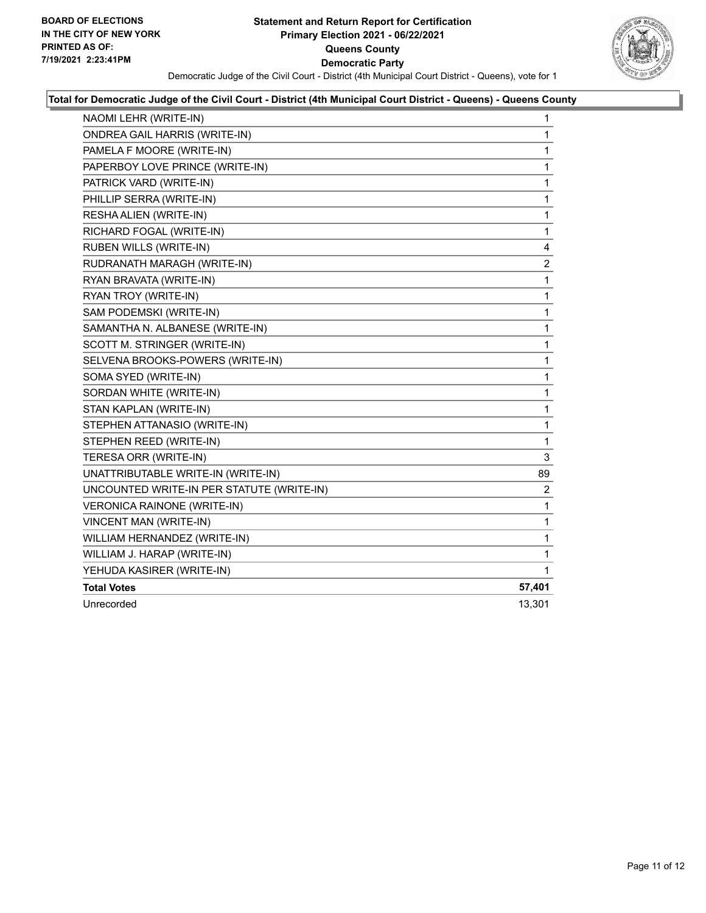**BOARD OF ELECTIONS IN THE CITY OF NEW YORK PRINTED AS OF: 7/19/2021 2:23:41PM**

# Statement and Return Report for Certification Primary Election 2021 - 06/22/2021 Queens County Democratic Party

Democratic Judge of the Civil Court - District (4th Municipal Court District - Queens), vote for 1

## Total for Democratic Judge of the Civil Court - District (4th Municipal Court District - Queens) - Queens County

| | |
|---|---|
| NAOMI LEHR (WRITE-IN) | 1 |
| ONDREA GAIL HARRIS (WRITE-IN) | 1 |
| PAMELA F MOORE (WRITE-IN) | 1 |
| PAPERBOY LOVE PRINCE (WRITE-IN) | 1 |
| PATRICK VARD (WRITE-IN) | 1 |
| PHILLIP SERRA (WRITE-IN) | 1 |
| RESHA ALIEN (WRITE-IN) | 1 |
| RICHARD FOGAL (WRITE-IN) | 1 |
| RUBEN WILLS (WRITE-IN) | 4 |
| RUDRANATH MARAGH (WRITE-IN) | 2 |
| RYAN BRAVATA (WRITE-IN) | 1 |
| RYAN TROY (WRITE-IN) | 1 |
| SAM PODEMSKI (WRITE-IN) | 1 |
| SAMANTHA N. ALBANESE (WRITE-IN) | 1 |
| SCOTT M. STRINGER (WRITE-IN) | 1 |
| SELVENA BROOKS-POWERS (WRITE-IN) | 1 |
| SOMA SYED (WRITE-IN) | 1 |
| SORDAN WHITE (WRITE-IN) | 1 |
| STAN KAPLAN (WRITE-IN) | 1 |
| STEPHEN ATTANASIO (WRITE-IN) | 1 |
| STEPHEN REED (WRITE-IN) | 1 |
| TERESA ORR (WRITE-IN) | 3 |
| UNATTRIBUTABLE WRITE-IN (WRITE-IN) | 89 |
| UNCOUNTED WRITE-IN PER STATUTE (WRITE-IN) | 2 |
| VERONICA RAINONE (WRITE-IN) | 1 |
| VINCENT MAN (WRITE-IN) | 1 |
| WILLIAM HERNANDEZ (WRITE-IN) | 1 |
| WILLIAM J. HARAP (WRITE-IN) | 1 |
| YEHUDA KASIRER (WRITE-IN) | 1 |
| **Total Votes** | **57,401** |
| Unrecorded | 13,301 |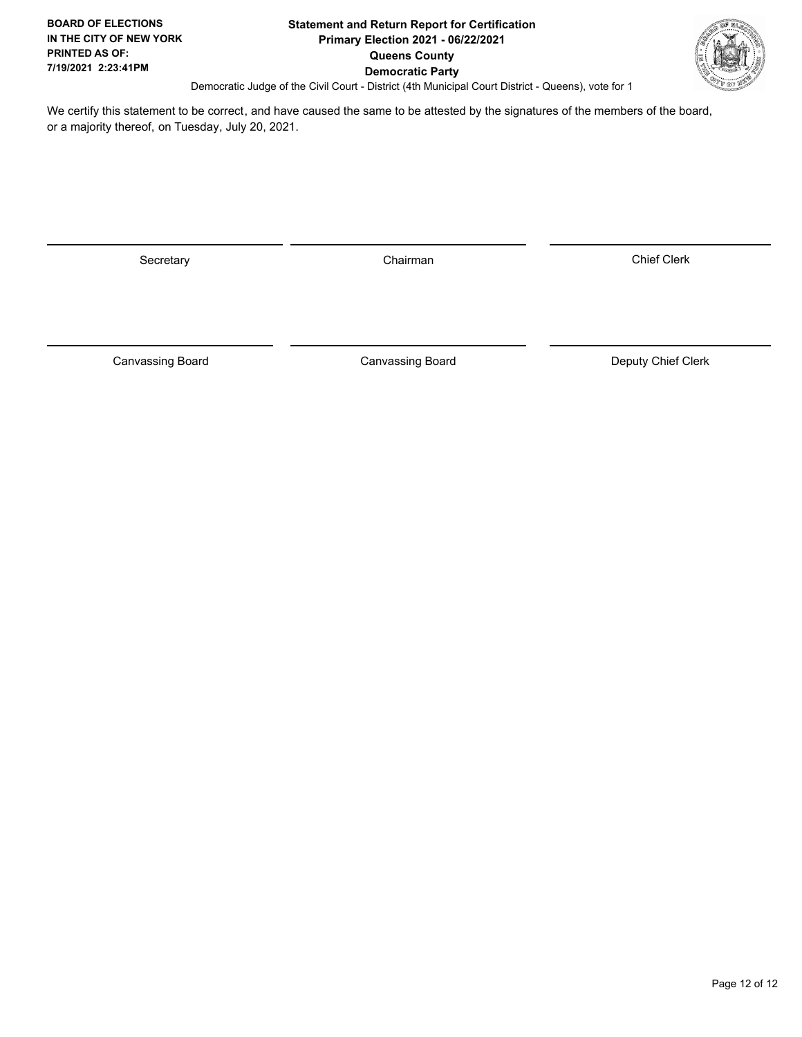We certify this statement to be correct, and have caused the same to be attested by the signatures of the members of the board, or a majority thereof, on Tuesday, July 20, 2021.

| | | |
|---|---|---|
| Secretary | Chairman | Chief Clerk |
| Canvassing Board | Canvassing Board | Deputy Chief Clerk |